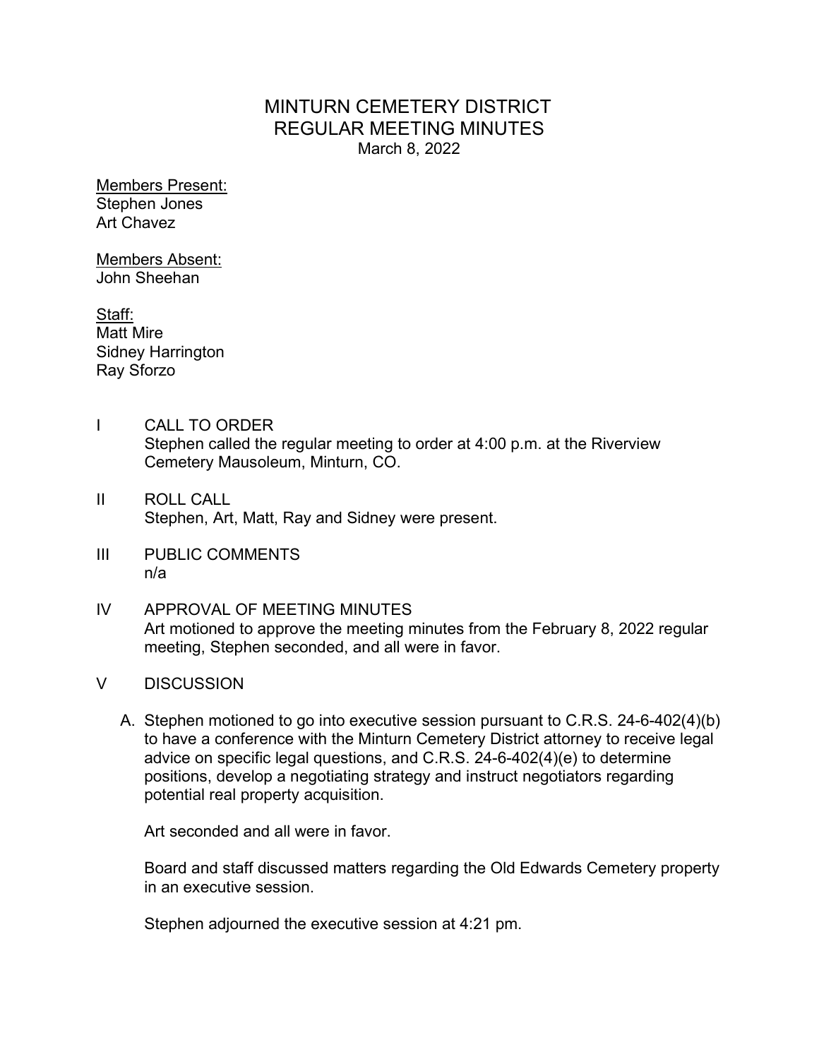# MINTURN CEMETERY DISTRICT
# REGULAR MEETING MINUTES

March 8, 2022

<u>Members Present:</u>
Stephen Jones
Art Chavez

<u>Members Absent:</u>
John Sheehan

<u>Staff:</u>
Matt Mire
Sidney Harrington
Ray Sforzo

I CALL TO ORDER
Stephen called the regular meeting to order at 4:00 p.m. at the Riverview Cemetery Mausoleum, Minturn, CO.

II ROLL CALL
Stephen, Art, Matt, Ray and Sidney were present.

III PUBLIC COMMENTS
n/a

IV APPROVAL OF MEETING MINUTES
Art motioned to approve the meeting minutes from the February 8, 2022 regular meeting, Stephen seconded, and all were in favor.

V DISCUSSION

A. Stephen motioned to go into executive session pursuant to C.R.S. 24-6-402(4)(b) to have a conference with the Minturn Cemetery District attorney to receive legal advice on specific legal questions, and C.R.S. 24-6-402(4)(e) to determine positions, develop a negotiating strategy and instruct negotiators regarding potential real property acquisition.

Art seconded and all were in favor.

Board and staff discussed matters regarding the Old Edwards Cemetery property in an executive session.

Stephen adjourned the executive session at 4:21 pm.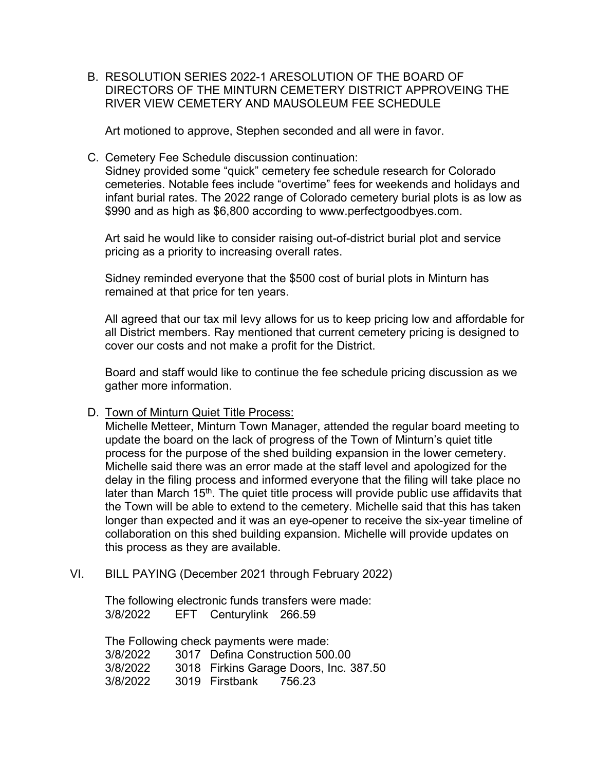B. RESOLUTION SERIES 2022-1 ARESOLUTION OF THE BOARD OF DIRECTORS OF THE MINTURN CEMETERY DISTRICT APPROVEING THE RIVER VIEW CEMETERY AND MAUSOLEUM FEE SCHEDULE

   Art motioned to approve, Stephen seconded and all were in favor.

C. Cemetery Fee Schedule discussion continuation:
   Sidney provided some "quick" cemetery fee schedule research for Colorado cemeteries. Notable fees include "overtime" fees for weekends and holidays and infant burial rates. The 2022 range of Colorado cemetery burial plots is as low as $990 and as high as $6,800 according to www.perfectgoodbyes.com.

   Art said he would like to consider raising out-of-district burial plot and service pricing as a priority to increasing overall rates.

   Sidney reminded everyone that the $500 cost of burial plots in Minturn has remained at that price for ten years.

   All agreed that our tax mil levy allows for us to keep pricing low and affordable for all District members. Ray mentioned that current cemetery pricing is designed to cover our costs and not make a profit for the District.

   Board and staff would like to continue the fee schedule pricing discussion as we gather more information.

D. <u>Town of Minturn Quiet Title Process:</u>
   Michelle Metteer, Minturn Town Manager, attended the regular board meeting to update the board on the lack of progress of the Town of Minturn's quiet title process for the purpose of the shed building expansion in the lower cemetery. Michelle said there was an error made at the staff level and apologized for the delay in the filing process and informed everyone that the filing will take place no later than March 15th. The quiet title process will provide public use affidavits that the Town will be able to extend to the cemetery. Michelle said that this has taken longer than expected and it was an eye-opener to receive the six-year timeline of collaboration on this shed building expansion. Michelle will provide updates on this process as they are available.

VI. BILL PAYING (December 2021 through February 2022)

   The following electronic funds transfers were made:
   3/8/2022 EFT Centurylink 266.59

   The Following check payments were made:
   3/8/2022 3017 Defina Construction 500.00
   3/8/2022 3018 Firkins Garage Doors, Inc. 387.50
   3/8/2022 3019 Firstbank 756.23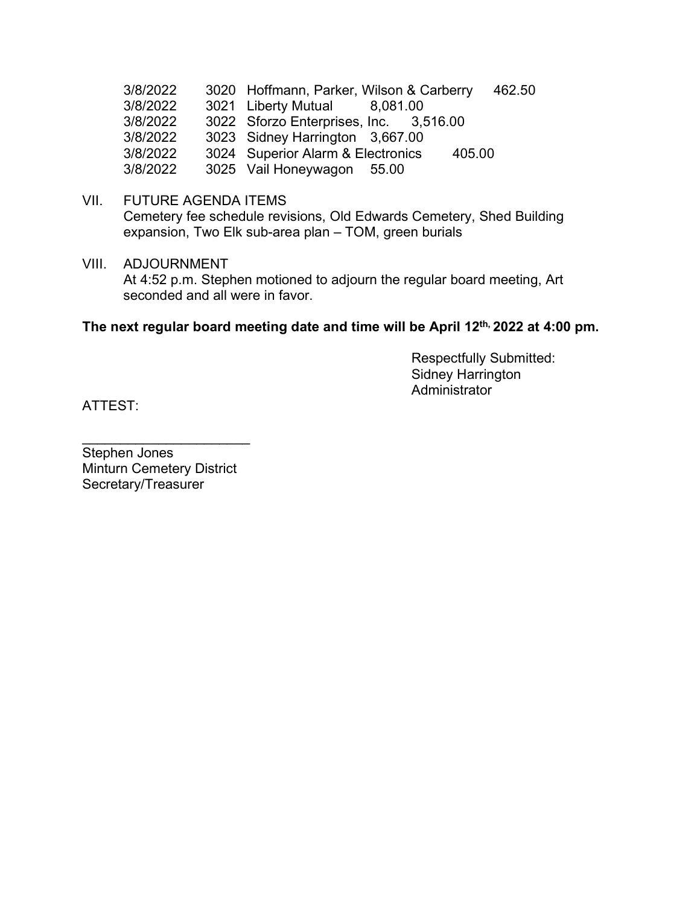3/8/2022 3020 Hoffmann, Parker, Wilson & Carberry 462.50
3/8/2022 3021 Liberty Mutual 8,081.00
3/8/2022 3022 Sforzo Enterprises, Inc. 3,516.00
3/8/2022 3023 Sidney Harrington 3,667.00
3/8/2022 3024 Superior Alarm & Electronics 405.00
3/8/2022 3025 Vail Honeywagon 55.00

VII. FUTURE AGENDA ITEMS
Cemetery fee schedule revisions, Old Edwards Cemetery, Shed Building expansion, Two Elk sub-area plan – TOM, green burials

VIII. ADJOURNMENT
At 4:52 p.m. Stephen motioned to adjourn the regular board meeting, Art seconded and all were in favor.

**The next regular board meeting date and time will be April 12th, 2022 at 4:00 pm.**

Respectfully Submitted:
Sidney Harrington
Administrator

ATTEST:

______________________
Stephen Jones
Minturn Cemetery District
Secretary/Treasurer